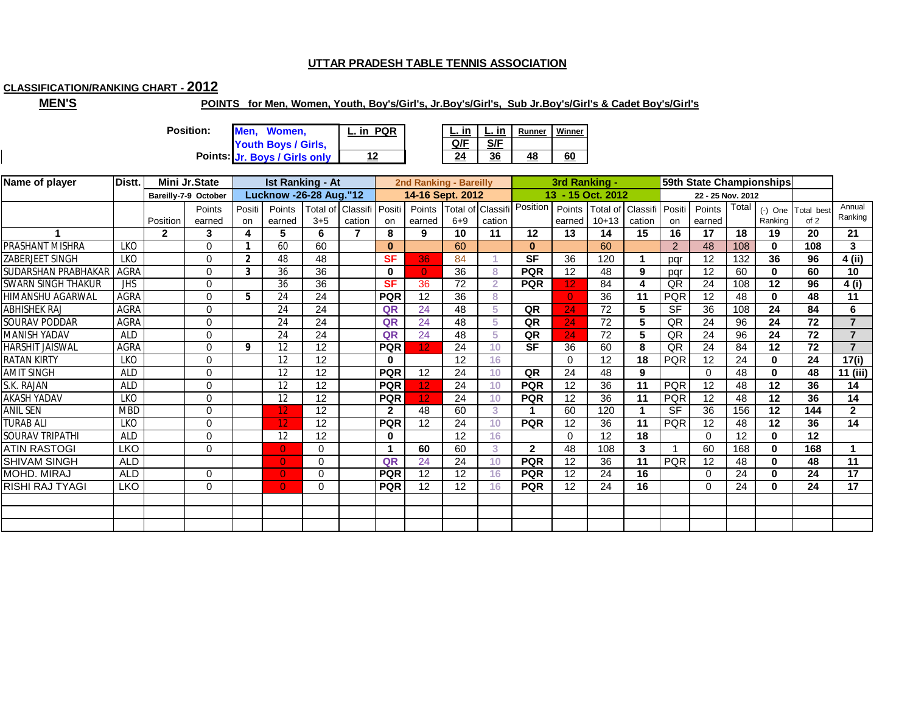**UTTAR PRADESH TABLE TENNIS ASSOCIATION**

**CLASSIFICATION/RANKING CHART - 2012**

**MEN'S**

**POINTS for Men, Women, Youth, Boy's/Girl's, Jr.Boy's/Girl's, Sub Jr.Boy's/Girl's & Cadet Boy's/Girl's**

| Position: | Men, Women, Youth Boys / Girls, Jr. Boys / Girls only | L. in PQR | L. in Q/F | L. in S/F | Runner | Winner |
|---|---|---|---|---|---|---|
| Points: | | 12 | 24 | 36 | 48 | 60 |

| Name of player | Distt. | Mini Jr.State Bareilly-7-9 October | | Ist Ranking - At Lucknow -26-28 Aug."12 | | | | 2nd Ranking - Bareilly 14-16 Sept. 2012 | | | | 3rd Ranking - 13 - 15 Oct. 2012 | | | | 59th State Championships 22 - 25 Nov. 2012 | | | | | Annual Ranking |
|---|---|---|---|---|---|---|---|---|---|---|---|---|---|---|---|---|---|---|---|---|---|
| | | Position | Points earned | Position | Points earned | Total of 3+5 | Classification | Position | Points earned | Total of 6+9 | Classification | Position | Points earned | Total of 10+13 | Classification | Position | Points earned | Total | (-) One Ranking | Total best of 2 | Annual Ranking |
| 1 | | 2 | 3 | 4 | 5 | 6 | 7 | 8 | 9 | 10 | 11 | 12 | 13 | 14 | 15 | 16 | 17 | 18 | 19 | 20 | 21 |
| PRASHANT MISHRA | LKO | | 0 | 1 | 60 | 60 | | 0 | | 60 | | 0 | | 60 | | 2 | 48 | 108 | 0 | 108 | 3 |
| ZABERJEET SINGH | LKO | | 0 | 2 | 48 | 48 | | SF | 36 | 84 | 1 | SF | 36 | 120 | 1 | pqr | 12 | 132 | 36 | 96 | 4 (ii) |
| SUDARSHAN PRABHAKAR | AGRA | | 0 | 3 | 36 | 36 | | 0 | 0 | 36 | 8 | PQR | 12 | 48 | 9 | pqr | 12 | 60 | 0 | 60 | 10 |
| SWARN SINGH THAKUR | JHS | | 0 | | 36 | 36 | | SF | 36 | 72 | 2 | PQR | 12 | 84 | 4 | QR | 24 | 108 | 12 | 96 | 4 (i) |
| HIMANSHU AGARWAL | AGRA | | 0 | 5 | 24 | 24 | | PQR | 12 | 36 | 8 | | 0 | 36 | 11 | PQR | 12 | 48 | 0 | 48 | 11 |
| ABHISHEK RAJ | AGRA | | 0 | | 24 | 24 | | QR | 24 | 48 | 5 | QR | 24 | 72 | 5 | SF | 36 | 108 | 24 | 84 | 6 |
| SOURAV PODDAR | AGRA | | 0 | | 24 | 24 | | QR | 24 | 48 | 5 | QR | 24 | 72 | 5 | QR | 24 | 96 | 24 | 72 | 7 |
| MANISH YADAV | ALD | | 0 | | 24 | 24 | | QR | 24 | 48 | 5 | QR | 24 | 72 | 5 | QR | 24 | 96 | 24 | 72 | 7 |
| HARSHIT JAISWAL | AGRA | | 0 | 9 | 12 | 12 | | PQR | 12 | 24 | 10 | SF | 36 | 60 | 8 | QR | 24 | 84 | 12 | 72 | 7 |
| RATAN KIRTY | LKO | | 0 | | 12 | 12 | | 0 | | 12 | 16 | | 0 | 12 | 18 | PQR | 12 | 24 | 0 | 24 | 17(i) |
| AMIT SINGH | ALD | | 0 | | 12 | 12 | | PQR | 12 | 24 | 10 | QR | 24 | 48 | 9 | | 0 | 48 | 0 | 48 | 11 (iii) |
| S.K. RAJAN | ALD | | 0 | | 12 | 12 | | PQR | 12 | 24 | 10 | PQR | 12 | 36 | 11 | PQR | 12 | 48 | 12 | 36 | 14 |
| AKASH YADAV | LKO | | 0 | | 12 | 12 | | PQR | 12 | 24 | 10 | PQR | 12 | 36 | 11 | PQR | 12 | 48 | 12 | 36 | 14 |
| ANIL SEN | MBD | | 0 | | 12 | 12 | | 2 | 48 | 60 | 3 | 1 | 60 | 120 | 1 | SF | 36 | 156 | 12 | 144 | 2 |
| TURAB ALI | LKO | | 0 | | 12 | 12 | | PQR | 12 | 24 | 10 | PQR | 12 | 36 | 11 | PQR | 12 | 48 | 12 | 36 | 14 |
| SOURAV TRIPATHI | ALD | | 0 | | 12 | 12 | | 0 | | 12 | 16 | | 0 | 12 | 18 | | 0 | 12 | 0 | 12 | |
| ATIN RASTOGI | LKO | | 0 | | 0 | 0 | | 1 | 60 | 60 | 3 | 2 | 48 | 108 | 3 | 1 | 60 | 168 | 0 | 168 | 1 |
| SHIVAM SINGH | ALD | | | | 0 | 0 | | QR | 24 | 24 | 10 | PQR | 12 | 36 | 11 | PQR | 12 | 48 | 0 | 48 | 11 |
| MOHD. MIRAJ | ALD | | 0 | | 0 | 0 | | PQR | 12 | 12 | 16 | PQR | 12 | 24 | 16 | | 0 | 24 | 0 | 24 | 17 |
| RISHI RAJ TYAGI | LKO | | 0 | | 0 | 0 | | PQR | 12 | 12 | 16 | PQR | 12 | 24 | 16 | | 0 | 24 | 0 | 24 | 17 |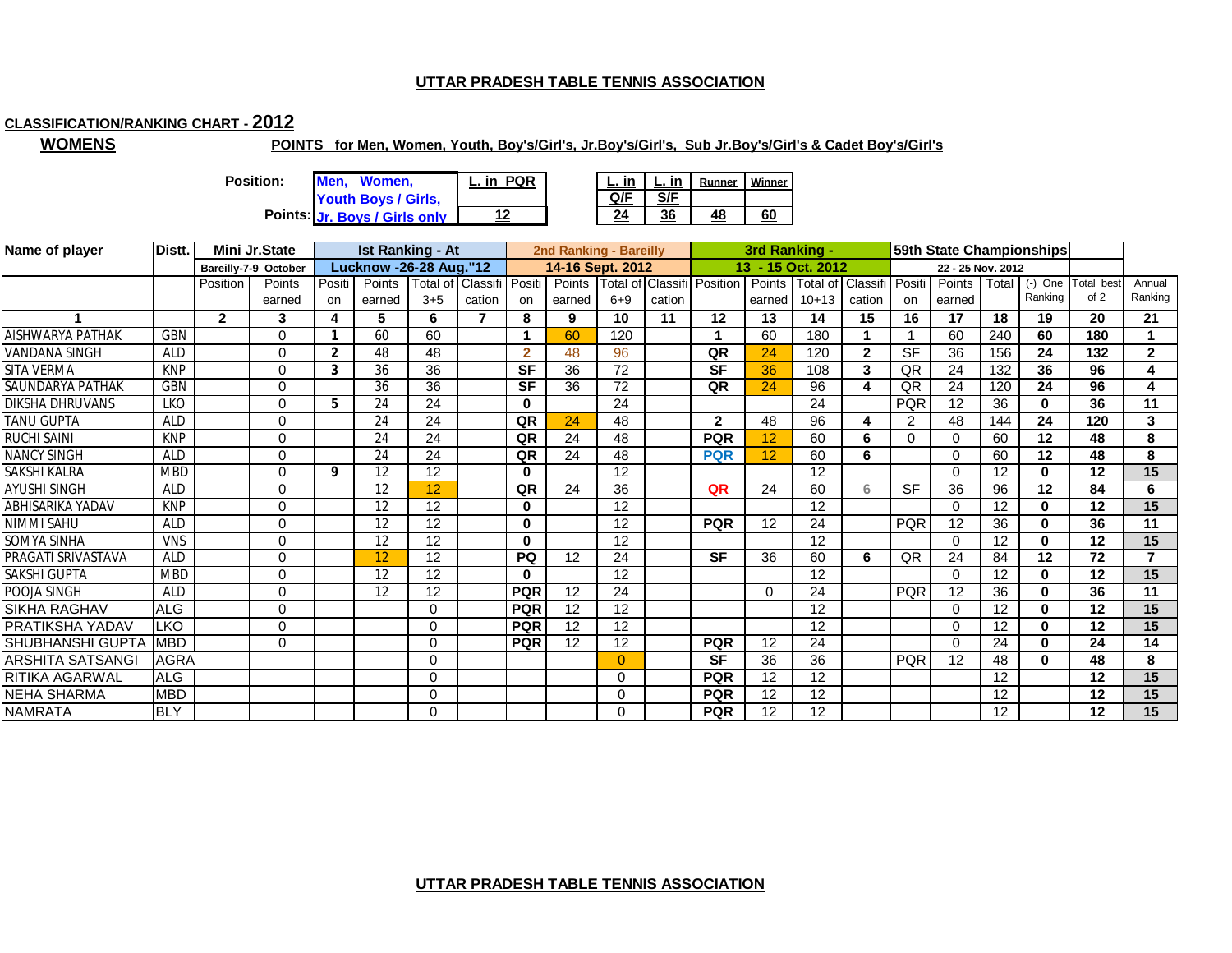# UTTAR PRADESH TABLE TENNIS ASSOCIATION

**CLASSIFICATION/RANKING CHART - 2012**

## WOMENS

**POINTS for Men, Women, Youth, Boy's/Girl's, Jr.Boy's/Girl's, Sub Jr.Boy's/Girl's & Cadet Boy's/Girl's**

| Position: | Men, Women, Youth Boys / Girls, Jr. Boys / Girls only | L. in PQR | L. in Q/F | L. in S/F | Runner | Winner |
|---|---|---|---|---|---|---|
| Points: | | 12 | 24 | 36 | 48 | 60 |

| Name of player | Distt. | Mini Jr.State | | Ist Ranking - At | | | | 2nd Ranking - Bareilly | | | | 3rd Ranking - | | | | 59th State Championships | | | | | |
|---|---|---|---|---|---|---|---|---|---|---|---|---|---|---|---|---|---|---|---|---|---|
| | | Bareilly-7-9 October | | Lucknow -26-28 Aug."12 | | | | 14-16 Sept. 2012 | | | | 13 - 15 Oct. 2012 | | | | 22 - 25 Nov. 2012 | | | | | |
| | | Position | Points earned | Position | Points earned | Total of 3+5 | Classification | Position | Points earned | Total of 6+9 | Classification | Position | Points earned | Total of 10+13 | Classification | Position | Points earned | Total | (-) One Ranking | Total best of 2 | Annual Ranking |
| 1 | | 2 | 3 | 4 | 5 | 6 | 7 | 8 | 9 | 10 | 11 | 12 | 13 | 14 | 15 | 16 | 17 | 18 | 19 | 20 | 21 |
| AISHWARYA PATHAK | GBN | | 0 | 1 | 60 | 60 | | 1 | 60 | 120 | | 1 | 60 | 180 | 1 | 1 | 60 | 240 | 60 | 180 | 1 |
| VANDANA SINGH | ALD | | 0 | 2 | 48 | 48 | | 2 | 48 | 96 | | QR | 24 | 120 | 2 | SF | 36 | 156 | 24 | 132 | 2 |
| SITA VERMA | KNP | | 0 | 3 | 36 | 36 | | SF | 36 | 72 | | SF | 36 | 108 | 3 | QR | 24 | 132 | 36 | 96 | 4 |
| SAUNDARYA PATHAK | GBN | | 0 | | 36 | 36 | | SF | 36 | 72 | | QR | 24 | 96 | 4 | QR | 24 | 120 | 24 | 96 | 4 |
| DIKSHA DHRUVANS | LKO | | 0 | 5 | 24 | 24 | | 0 | | 24 | | | | 24 | | PQR | 12 | 36 | 0 | 36 | 11 |
| TANU GUPTA | ALD | | 0 | | 24 | 24 | | QR | 24 | 48 | | 2 | 48 | 96 | 4 | 2 | 48 | 144 | 24 | 120 | 3 |
| RUCHI SAINI | KNP | | 0 | | 24 | 24 | | QR | 24 | 48 | | PQR | 12 | 60 | 6 | 0 | 0 | 60 | 12 | 48 | 8 |
| NANCY SINGH | ALD | | 0 | | 24 | 24 | | QR | 24 | 48 | | PQR | 12 | 60 | 6 | | 0 | 60 | 12 | 48 | 8 |
| SAKSHI KALRA | MBD | | 0 | 9 | 12 | 12 | | 0 | | 12 | | | | 12 | | | 0 | 12 | 0 | 12 | 15 |
| AYUSHI SINGH | ALD | | 0 | | 12 | 12 | | QR | 24 | 36 | | QR | 24 | 60 | 6 | SF | 36 | 96 | 12 | 84 | 6 |
| ABHISARIKA YADAV | KNP | | 0 | | 12 | 12 | | 0 | | 12 | | | | 12 | | | 0 | 12 | 0 | 12 | 15 |
| NIMMI SAHU | ALD | | 0 | | 12 | 12 | | 0 | | 12 | | PQR | 12 | 24 | | PQR | 12 | 36 | 0 | 36 | 11 |
| SOMYA SINHA | VNS | | 0 | | 12 | 12 | | 0 | | 12 | | | | 12 | | | 0 | 12 | 0 | 12 | 15 |
| PRAGATI SRIVASTAVA | ALD | | 0 | | 12 | 12 | | PQ | 12 | 24 | | SF | 36 | 60 | 6 | QR | 24 | 84 | 12 | 72 | 7 |
| SAKSHI GUPTA | MBD | | 0 | | 12 | 12 | | 0 | | 12 | | | | 12 | | | 0 | 12 | 0 | 12 | 15 |
| POOJA SINGH | ALD | | 0 | | 12 | 12 | | PQR | 12 | 24 | | | 0 | 24 | | PQR | 12 | 36 | 0 | 36 | 11 |
| SIKHA RAGHAV | ALG | | 0 | | | 0 | | PQR | 12 | 12 | | | | 12 | | | 0 | 12 | 0 | 12 | 15 |
| PRATIKSHA YADAV | LKO | | 0 | | | 0 | | PQR | 12 | 12 | | | | 12 | | | 0 | 12 | 0 | 12 | 15 |
| SHUBHANSHI GUPTA | MBD | | 0 | | | 0 | | PQR | 12 | 12 | | PQR | 12 | 24 | | | 0 | 24 | 0 | 24 | 14 |
| ARSHITA SATSANGI | AGRA | | | | | 0 | | | | 0 | | SF | 36 | 36 | | PQR | 12 | 48 | 0 | 48 | 8 |
| RITIKA AGARWAL | ALG | | | | | 0 | | | | 0 | | PQR | 12 | 12 | | | | 12 | | 12 | 15 |
| NEHA SHARMA | MBD | | | | | 0 | | | | 0 | | PQR | 12 | 12 | | | | 12 | | 12 | 15 |
| NAMRATA | BLY | | | | | 0 | | | | 0 | | PQR | 12 | 12 | | | | 12 | | 12 | 15 |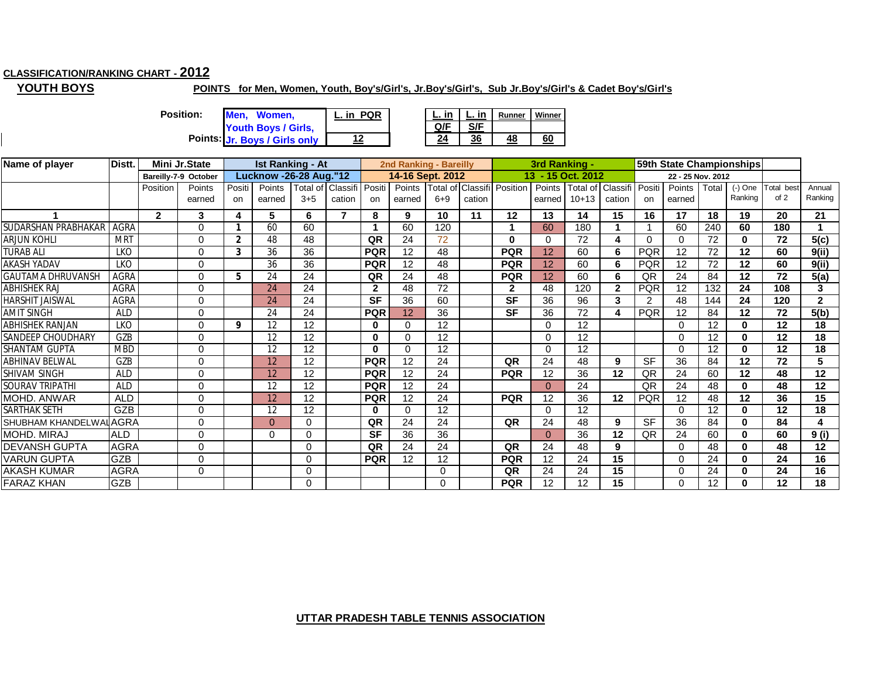**CLASSIFICATION/RANKING CHART - 2012**

**YOUTH BOYS**

**POINTS for Men, Women, Youth, Boy's/Girl's, Jr.Boy's/Girl's, Sub Jr.Boy's/Girl's & Cadet Boy's/Girl's**

| Position: | Men, Women, Youth Boys / Girls, Jr. Boys / Girls only | L. in PQR | L. in Q/F | L. in S/F | Runner | Winner |
|---|---|---|---|---|---|---|
| Points: | | 12 | 24 | 36 | 48 | 60 |

| Name of player | Distt. | Mini Jr.State | | Ist Ranking - At | | | | 2nd Ranking - Bareilly | | | | 3rd Ranking - | | | | 59th State Championships | | | | | |
|---|---|---|---|---|---|---|---|---|---|---|---|---|---|---|---|---|---|---|---|---|---|
| | | Bareilly-7-9 October | | Lucknow -26-28 Aug."12 | | | | 14-16 Sept. 2012 | | | | 13 - 15 Oct. 2012 | | | | 22 - 25 Nov. 2012 | | | | | |
| | | Position | Points earned | Position | Points earned | Total of 3+5 | Classification | Position | Points earned | Total of 6+9 | Classification | Position | Points earned | Total of 10+13 | Classification | Position | Points earned | Total | (-) One Ranking | Total best of 2 | Annual Ranking |
| 1 | | 2 | 3 | 4 | 5 | 6 | 7 | 8 | 9 | 10 | 11 | 12 | 13 | 14 | 15 | 16 | 17 | 18 | 19 | 20 | 21 |
| SUDARSHAN PRABHAKAR | AGRA | | 0 | 1 | 60 | 60 | | 1 | 60 | 120 | | 1 | 60 | 180 | 1 | 1 | 60 | 240 | 60 | 180 | 1 |
| ARJUN KOHLI | MRT | | 0 | 2 | 48 | 48 | | QR | 24 | 72 | | 0 | 0 | 72 | 4 | 0 | 0 | 72 | 0 | 72 | 5(c) |
| TURAB ALI | LKO | | 0 | 3 | 36 | 36 | | PQR | 12 | 48 | | PQR | 12 | 60 | 6 | PQR | 12 | 72 | 12 | 60 | 9(ii) |
| AKASH YADAV | LKO | | 0 | | 36 | 36 | | PQR | 12 | 48 | | PQR | 12 | 60 | 6 | PQR | 12 | 72 | 12 | 60 | 9(ii) |
| GAUTAM A DHRUVANSH | AGRA | | 0 | 5 | 24 | 24 | | QR | 24 | 48 | | PQR | 12 | 60 | 6 | QR | 24 | 84 | 12 | 72 | 5(a) |
| ABHISHEK RAJ | AGRA | | 0 | | 24 | 24 | | 2 | 48 | 72 | | 2 | 48 | 120 | 2 | PQR | 12 | 132 | 24 | 108 | 3 |
| HARSHIT JAISWAL | AGRA | | 0 | | 24 | 24 | | SF | 36 | 60 | | SF | 36 | 96 | 3 | 2 | 48 | 144 | 24 | 120 | 2 |
| AMIT SINGH | ALD | | 0 | | 24 | 24 | | PQR | 12 | 36 | | SF | 36 | 72 | 4 | PQR | 12 | 84 | 12 | 72 | 5(b) |
| ABHISHEK RANJAN | LKO | | 0 | 9 | 12 | 12 | | 0 | 0 | 12 | | | 0 | 12 | | | 0 | 12 | 0 | 12 | 18 |
| SANDEEP CHOUDHARY | GZB | | 0 | | 12 | 12 | | 0 | 0 | 12 | | | 0 | 12 | | | 0 | 12 | 0 | 12 | 18 |
| SHANTAM GUPTA | MBD | | 0 | | 12 | 12 | | 0 | 0 | 12 | | | 0 | 12 | | | 0 | 12 | 0 | 12 | 18 |
| ABHINAV BELWAL | GZB | | 0 | | 12 | 12 | | PQR | 12 | 24 | | QR | 24 | 48 | 9 | SF | 36 | 84 | 12 | 72 | 5 |
| SHIVAM SINGH | ALD | | 0 | | 12 | 12 | | PQR | 12 | 24 | | PQR | 12 | 36 | 12 | QR | 24 | 60 | 12 | 48 | 12 |
| SOURAV TRIPATHI | ALD | | 0 | | 12 | 12 | | PQR | 12 | 24 | | | 0 | 24 | | QR | 24 | 48 | 0 | 48 | 12 |
| MOHD. ANWAR | ALD | | 0 | | 12 | 12 | | PQR | 12 | 24 | | PQR | 12 | 36 | 12 | PQR | 12 | 48 | 12 | 36 | 15 |
| SARTHAK SETH | GZB | | 0 | | 12 | 12 | | 0 | 0 | 12 | | | 0 | 12 | | | 0 | 12 | 0 | 12 | 18 |
| SHUBHAM KHANDELWAL | AGRA | | 0 | | 0 | 0 | | QR | 24 | 24 | | QR | 24 | 48 | 9 | SF | 36 | 84 | 0 | 84 | 4 |
| MOHD. MIRAJ | ALD | | 0 | | 0 | 0 | | SF | 36 | 36 | | | 0 | 36 | 12 | QR | 24 | 60 | 0 | 60 | 9 (i) |
| DEVANSH GUPTA | AGRA | | 0 | | | 0 | | QR | 24 | 24 | | QR | 24 | 48 | 9 | | 0 | 48 | 0 | 48 | 12 |
| VARUN GUPTA | GZB | | 0 | | | 0 | | PQR | 12 | 12 | | PQR | 12 | 24 | 15 | | 0 | 24 | 0 | 24 | 16 |
| AKASH KUMAR | AGRA | | 0 | | | 0 | | | | 0 | | QR | 24 | 24 | 15 | | 0 | 24 | 0 | 24 | 16 |
| FARAZ KHAN | GZB | | | | | 0 | | | | 0 | | PQR | 12 | 12 | 15 | | 0 | 12 | 0 | 12 | 18 |

**UTTAR PRADESH TABLE TENNIS ASSOCIATION**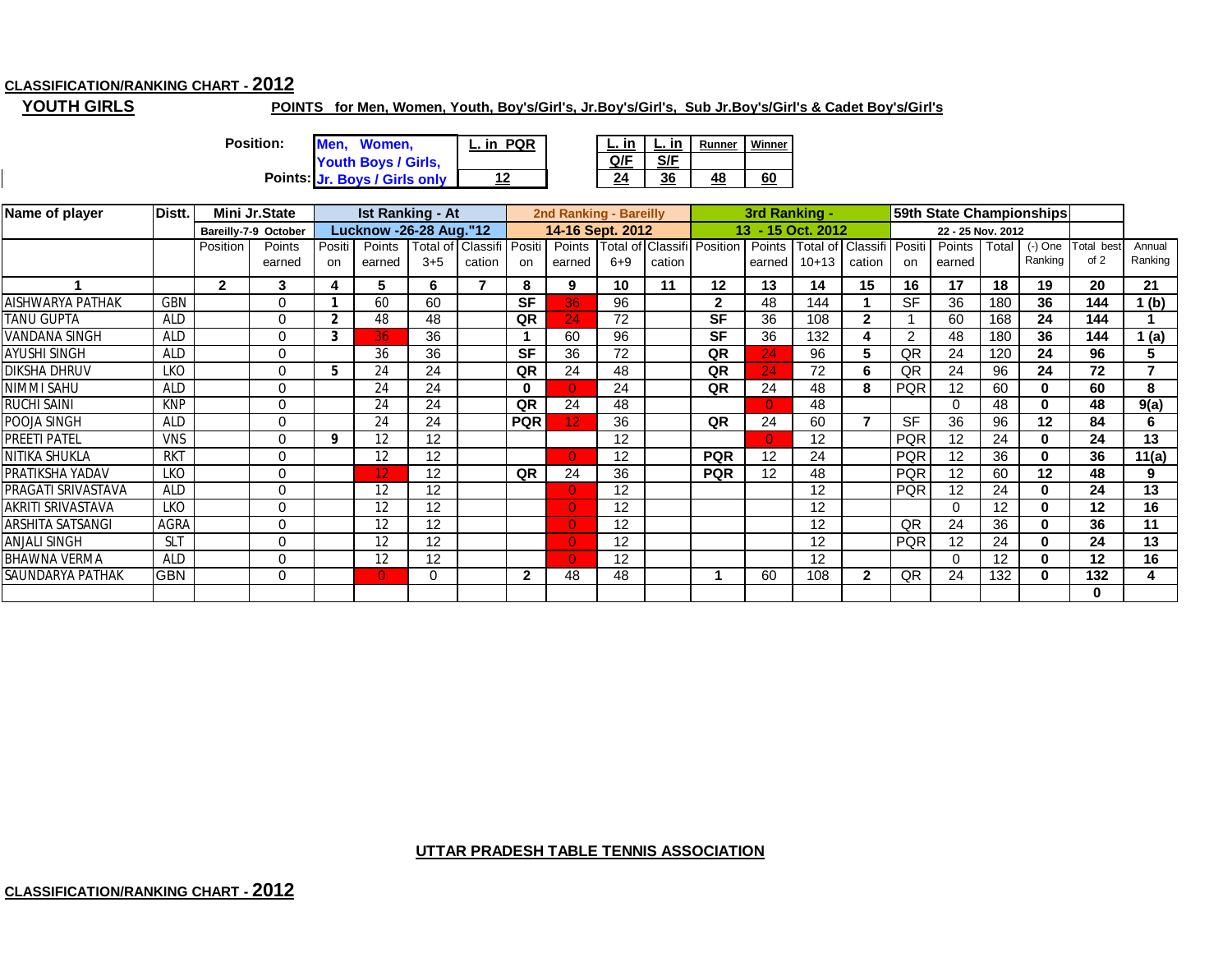**CLASSIFICATION/RANKING CHART - 2012**

**YOUTH GIRLS**

**POINTS for Men, Women, Youth, Boy's/Girl's, Jr.Boy's/Girl's, Sub Jr.Boy's/Girl's & Cadet Boy's/Girl's**

| Position: | Men, Women, Youth Boys / Girls, | L. in PQR | L. in Q/F | L. in S/F | Runner | Winner |
|---|---|---|---|---|---|---|
| Points: | Jr. Boys / Girls only | 12 | 24 | 36 | 48 | 60 |

| Name of player | Distt. | Mini Jr.State Bareilly-7-9 October | | Ist Ranking - At Lucknow -26-28 Aug."12 | | | | 2nd Ranking - Bareilly 14-16 Sept. 2012 | | | | 3rd Ranking - 13 - 15 Oct. 2012 | | | | 59th State Championships 22 - 25 Nov. 2012 | | | | | |
|---|---|---|---|---|---|---|---|---|---|---|---|---|---|---|---|---|---|---|---|---|---|
| | | Position | Points earned | Position | Points earned | Total of 3+5 | Classification | Position | Points earned | Total of 6+9 | Classification | Position | Points earned | Total of 10+13 | Classification | Position | Points earned | Total | (-) One Ranking | Total best of 2 | Annual Ranking |
| 1 | | 2 | 3 | 4 | 5 | 6 | 7 | 8 | 9 | 10 | 11 | 12 | 13 | 14 | 15 | 16 | 17 | 18 | 19 | 20 | 21 |
| AISHWARYA PATHAK | GBN | | 0 | 1 | 60 | 60 | | SF | 36 | 96 | | 2 | 48 | 144 | 1 | SF | 36 | 180 | 36 | 144 | 1 (b) |
| TANU GUPTA | ALD | | 0 | 2 | 48 | 48 | | QR | 24 | 72 | | SF | 36 | 108 | 2 | 1 | 60 | 168 | 24 | 144 | 1 |
| VANDANA SINGH | ALD | | 0 | 3 | 36 | 36 | | 1 | 60 | 96 | | SF | 36 | 132 | 4 | 2 | 48 | 180 | 36 | 144 | 1 (a) |
| AYUSHI SINGH | ALD | | 0 | | 36 | 36 | | SF | 36 | 72 | | QR | 24 | 96 | 5 | QR | 24 | 120 | 24 | 96 | 5 |
| DIKSHA DHRUV | LKO | | 0 | 5 | 24 | 24 | | QR | 24 | 48 | | QR | 24 | 72 | 6 | QR | 24 | 96 | 24 | 72 | 7 |
| NIMMI SAHU | ALD | | 0 | | 24 | 24 | | 0 | 0 | 24 | | QR | 24 | 48 | 8 | PQR | 12 | 60 | 0 | 60 | 8 |
| RUCHI SAINI | KNP | | 0 | | 24 | 24 | | QR | 24 | 48 | | | 0 | 48 | | | 0 | 48 | 0 | 48 | 9(a) |
| POOJA SINGH | ALD | | 0 | | 24 | 24 | | PQR | 12 | 36 | | QR | 24 | 60 | 7 | SF | 36 | 96 | 12 | 84 | 6 |
| PREETI PATEL | VNS | | 0 | 9 | 12 | 12 | | | | 12 | | | 0 | 12 | | PQR | 12 | 24 | 0 | 24 | 13 |
| NITIKA SHUKLA | RKT | | 0 | | 12 | 12 | | | 0 | 12 | | PQR | 12 | 24 | | PQR | 12 | 36 | 0 | 36 | 11(a) |
| PRATIKSHA YADAV | LKO | | 0 | | 12 | 12 | | QR | 24 | 36 | | PQR | 12 | 48 | | PQR | 12 | 60 | 12 | 48 | 9 |
| PRAGATI SRIVASTAVA | ALD | | 0 | | 12 | 12 | | | 0 | 12 | | | | 12 | | PQR | 12 | 24 | 0 | 24 | 13 |
| AKRITI SRIVASTAVA | LKO | | 0 | | 12 | 12 | | | 0 | 12 | | | | 12 | | | 0 | 12 | 0 | 12 | 16 |
| ARSHITA SATSANGI | AGRA | | 0 | | 12 | 12 | | | 0 | 12 | | | | 12 | | QR | 24 | 36 | 0 | 36 | 11 |
| ANJALI SINGH | SLT | | 0 | | 12 | 12 | | | 0 | 12 | | | | 12 | | PQR | 12 | 24 | 0 | 24 | 13 |
| BHAWNA VERMA | ALD | | 0 | | 12 | 12 | | | 0 | 12 | | | | 12 | | | 0 | 12 | 0 | 12 | 16 |
| SAUNDARYA PATHAK | GBN | | 0 | | 0 | 0 | | 2 | 48 | 48 | | 1 | 60 | 108 | 2 | QR | 24 | 132 | 0 | 132 | 4 |
| | | | | | | | | | | | | | | | | | | | | 0 | |

**UTTAR PRADESH TABLE TENNIS ASSOCIATION**

**CLASSIFICATION/RANKING CHART - 2012**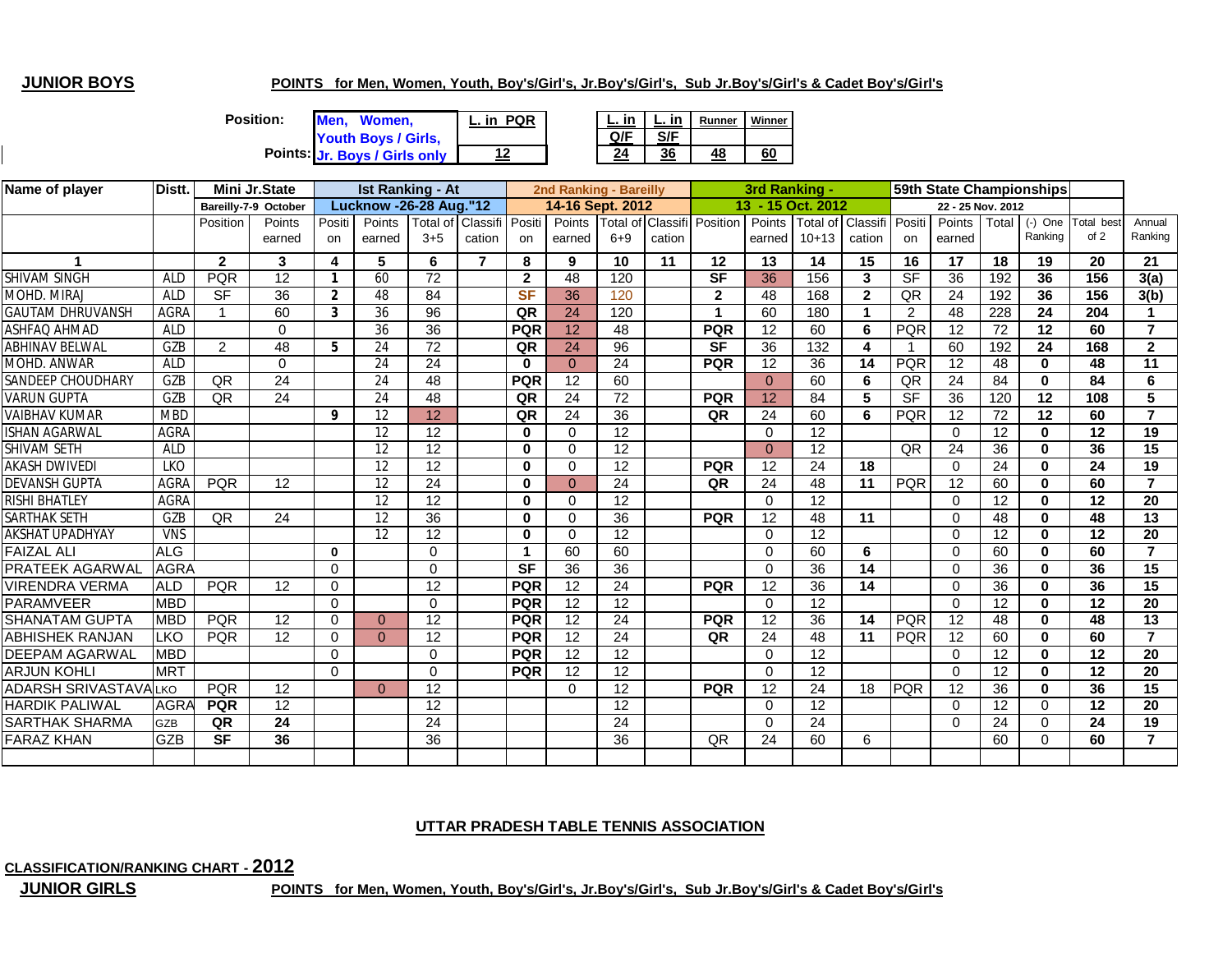**JUNIOR BOYS**

**POINTS for Men, Women, Youth, Boy's/Girl's, Jr.Boy's/Girl's, Sub Jr.Boy's/Girl's & Cadet Boy's/Girl's**

| Position: | Men, Women, Youth Boys / Girls, | L. in PQR | L. in Q/F | L. in S/F | Runner | Winner |
|---|---|---|---|---|---|---|
| Points: | Jr. Boys / Girls only | 12 | 24 | 36 | 48 | 60 |

| Name of player | Distt. | Mini Jr.State | | Ist Ranking - At | | | | 2nd Ranking - Bareilly | | | | 3rd Ranking - | | | | 59th State Championships | | | | | |
|---|---|---|---|---|---|---|---|---|---|---|---|---|---|---|---|---|---|---|---|---|---|
| | | Bareilly-7-9 October | | Lucknow -26-28 Aug."12 | | | | 14-16 Sept. 2012 | | | | 13 - 15 Oct. 2012 | | | | 22 - 25 Nov. 2012 | | | | | |
| | | Position | Points earned | Position | Points earned | Total of 3+5 | Classification | Position | Points earned | Total of 6+9 | Classification | Position | Points earned | Total of 10+13 | Classification | Position | Points earned | Total | (-) One Ranking | Total best of 2 | Annual Ranking |
| 1 | | 2 | 3 | 4 | 5 | 6 | 7 | 8 | 9 | 10 | 11 | 12 | 13 | 14 | 15 | 16 | 17 | 18 | 19 | 20 | 21 |
| SHIVAM SINGH | ALD | PQR | 12 | 1 | 60 | 72 | | 2 | 48 | 120 | | SF | 36 | 156 | 3 | SF | 36 | 192 | 36 | 156 | 3(a) |
| MOHD. MIRAJ | ALD | SF | 36 | 2 | 48 | 84 | | SF | 36 | 120 | | 2 | 48 | 168 | 2 | QR | 24 | 192 | 36 | 156 | 3(b) |
| GAUTAM DHRUVANSH | AGRA | 1 | 60 | 3 | 36 | 96 | | QR | 24 | 120 | | 1 | 60 | 180 | 1 | 2 | 48 | 228 | 24 | 204 | 1 |
| ASHFAQ AHMAD | ALD | | 0 | | 36 | 36 | | PQR | 12 | 48 | | PQR | 12 | 60 | 6 | PQR | 12 | 72 | 12 | 60 | 7 |
| ABHINAV BELWAL | GZB | 2 | 48 | 5 | 24 | 72 | | QR | 24 | 96 | | SF | 36 | 132 | 4 | 1 | 60 | 192 | 24 | 168 | 2 |
| MOHD. ANWAR | ALD | | 0 | | 24 | 24 | | 0 | 0 | 24 | | PQR | 12 | 36 | 14 | PQR | 12 | 48 | 0 | 48 | 11 |
| SANDEEP CHOUDHARY | GZB | QR | 24 | | 24 | 48 | | PQR | 12 | 60 | | | 0 | 60 | 6 | QR | 24 | 84 | 0 | 84 | 6 |
| VARUN GUPTA | GZB | QR | 24 | | 24 | 48 | | QR | 24 | 72 | | PQR | 12 | 84 | 5 | SF | 36 | 120 | 12 | 108 | 5 |
| VAIBHAV KUMAR | MBD | | | 9 | 12 | 12 | | QR | 24 | 36 | | QR | 24 | 60 | 6 | PQR | 12 | 72 | 12 | 60 | 7 |
| ISHAN AGARWAL | AGRA | | | | 12 | 12 | | 0 | 0 | 12 | | | 0 | 12 | | | 0 | 12 | 0 | 12 | 19 |
| SHIVAM SETH | ALD | | | | 12 | 12 | | 0 | 0 | 12 | | | 0 | 12 | | QR | 24 | 36 | 0 | 36 | 15 |
| AKASH DWIVEDI | LKO | | | | 12 | 12 | | 0 | 0 | 12 | | PQR | 12 | 24 | 18 | | 0 | 24 | 0 | 24 | 19 |
| DEVANSH GUPTA | AGRA | PQR | 12 | | 12 | 24 | | 0 | 0 | 24 | | QR | 24 | 48 | 11 | PQR | 12 | 60 | 0 | 60 | 7 |
| RISHI BHATLEY | AGRA | | | | 12 | 12 | | 0 | 0 | 12 | | | 0 | 12 | | | 0 | 12 | 0 | 12 | 20 |
| SARTHAK SETH | GZB | QR | 24 | | 12 | 36 | | 0 | 0 | 36 | | PQR | 12 | 48 | 11 | | 0 | 48 | 0 | 48 | 13 |
| AKSHAT UPADHYAY | VNS | | | | 12 | 12 | | 0 | 0 | 12 | | | 0 | 12 | | | 0 | 12 | 0 | 12 | 20 |
| FAIZAL ALI | ALG | | | 0 | | 0 | | 1 | 60 | 60 | | | 0 | 60 | 6 | | 0 | 60 | 0 | 60 | 7 |
| PRATEEK AGARWAL | AGRA | | | 0 | | 0 | | SF | 36 | 36 | | | 0 | 36 | 14 | | 0 | 36 | 0 | 36 | 15 |
| VIRENDRA VERMA | ALD | PQR | 12 | 0 | | 12 | | PQR | 12 | 24 | | PQR | 12 | 36 | 14 | | 0 | 36 | 0 | 36 | 15 |
| PARAMVEER | MBD | | | 0 | | 0 | | PQR | 12 | 12 | | | 0 | 12 | | | 0 | 12 | 0 | 12 | 20 |
| SHANATAM GUPTA | MBD | PQR | 12 | 0 | 0 | 12 | | PQR | 12 | 24 | | PQR | 12 | 36 | 14 | PQR | 12 | 48 | 0 | 48 | 13 |
| ABHISHEK RANJAN | LKO | PQR | 12 | 0 | 0 | 12 | | PQR | 12 | 24 | | QR | 24 | 48 | 11 | PQR | 12 | 60 | 0 | 60 | 7 |
| DEEPAM AGARWAL | MBD | | | 0 | | 0 | | PQR | 12 | 12 | | | 0 | 12 | | | 0 | 12 | 0 | 12 | 20 |
| ARJUN KOHLI | MRT | | | 0 | | 0 | | PQR | 12 | 12 | | | 0 | 12 | | | 0 | 12 | 0 | 12 | 20 |
| ADARSH SRIVASTAVA | LKO | PQR | 12 | | 0 | 12 | | | 0 | 12 | | PQR | 12 | 24 | 18 | PQR | 12 | 36 | 0 | 36 | 15 |
| HARDIK PALIWAL | AGRA | PQR | 12 | | | 12 | | | | 12 | | | 0 | 12 | | | 0 | 12 | 0 | 12 | 20 |
| SARTHAK SHARMA | GZB | QR | 24 | | | 24 | | | | 24 | | | 0 | 24 | | | 0 | 24 | 0 | 24 | 19 |
| FARAZ KHAN | GZB | SF | 36 | | | 36 | | | | 36 | | QR | 24 | 60 | 6 | | | 60 | 0 | 60 | 7 |

**UTTAR PRADESH TABLE TENNIS ASSOCIATION**

**CLASSIFICATION/RANKING CHART - 2012**

**JUNIOR GIRLS**

**POINTS for Men, Women, Youth, Boy's/Girl's, Jr.Boy's/Girl's, Sub Jr.Boy's/Girl's & Cadet Boy's/Girl's**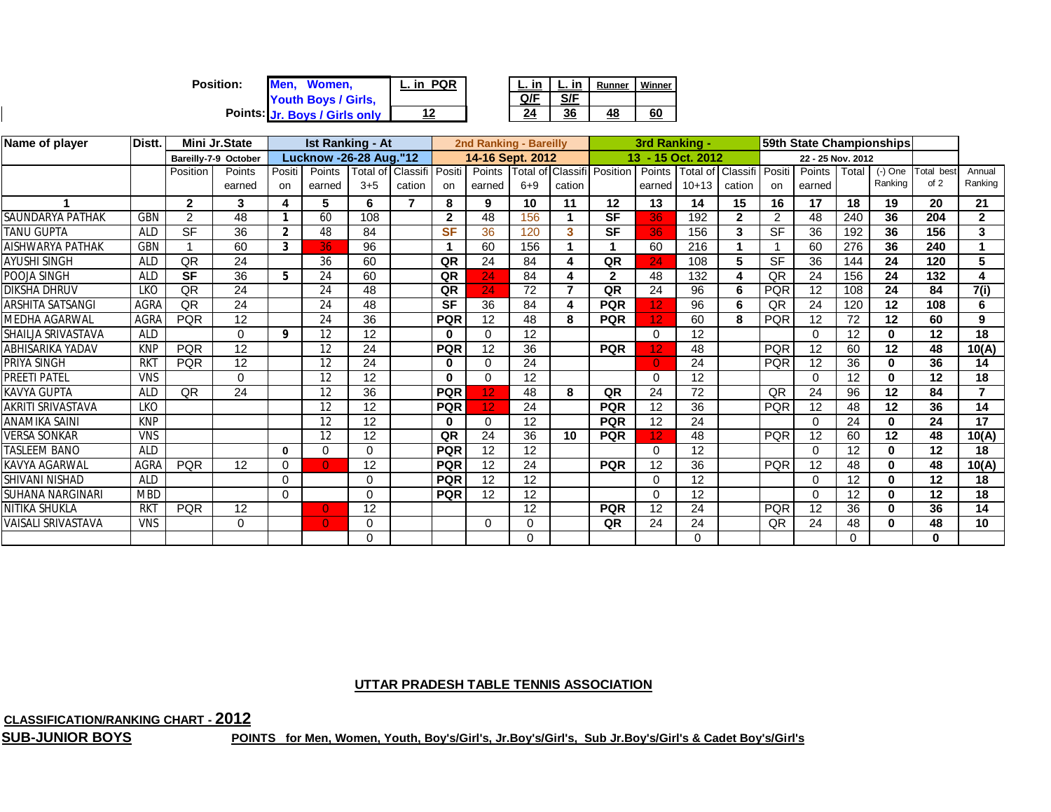| Position: | Men, Women, Youth Boys / Girls, Jr. Boys / Girls only | L. in PQR | L. in Q/F | L. in S/F | Runner | Winner |
|---|---|---|---|---|---|---|
| Points: | | 12 | 24 | 36 | 48 | 60 |

| Name of player | Distt. | Mini Jr.State | | Ist Ranking - At | | | | 2nd Ranking - Bareilly | | | | 3rd Ranking - | | | | 59th State Championships | | | | | |
|---|---|---|---|---|---|---|---|---|---|---|---|---|---|---|---|---|---|---|---|---|---|
| | | Bareilly-7-9 October | | Lucknow -26-28 Aug."12 | | | | 14-16 Sept. 2012 | | | | 13 - 15 Oct. 2012 | | | | 22 - 25 Nov. 2012 | | | | | |
| | | Position | Points earned | Position | Points earned | Total of 3+5 | Classification | Position | Points earned | Total of 6+9 | Classification | Position | Points earned | Total of 10+13 | Classification | Position | Points earned | Total | (-) One Ranking | Total best of 2 | Annual Ranking |
| 1 | | 2 | 3 | 4 | 5 | 6 | 7 | 8 | 9 | 10 | 11 | 12 | 13 | 14 | 15 | 16 | 17 | 18 | 19 | 20 | 21 |
| SAUNDARYA PATHAK | GBN | 2 | 48 | 1 | 60 | 108 | | 2 | 48 | 156 | 1 | SF | 36 | 192 | 2 | 2 | 48 | 240 | 36 | 204 | 2 |
| TANU GUPTA | ALD | SF | 36 | 2 | 48 | 84 | | SF | 36 | 120 | 3 | SF | 36 | 156 | 3 | SF | 36 | 192 | 36 | 156 | 3 |
| AISHWARYA PATHAK | GBN | 1 | 60 | 3 | 36 | 96 | | 1 | 60 | 156 | 1 | 1 | 60 | 216 | 1 | 1 | 60 | 276 | 36 | 240 | 1 |
| AYUSHI SINGH | ALD | QR | 24 | | 36 | 60 | | QR | 24 | 84 | 4 | QR | 24 | 108 | 5 | SF | 36 | 144 | 24 | 120 | 5 |
| POOJA SINGH | ALD | SF | 36 | 5 | 24 | 60 | | QR | 24 | 84 | 4 | 2 | 48 | 132 | 4 | QR | 24 | 156 | 24 | 132 | 4 |
| DIKSHA DHRUV | LKO | QR | 24 | | 24 | 48 | | QR | 24 | 72 | 7 | QR | 24 | 96 | 6 | PQR | 12 | 108 | 24 | 84 | 7(i) |
| ARSHITA SATSANGI | AGRA | QR | 24 | | 24 | 48 | | SF | 36 | 84 | 4 | PQR | 12 | 96 | 6 | QR | 24 | 120 | 12 | 108 | 6 |
| MEDHA AGARWAL | AGRA | PQR | 12 | | 24 | 36 | | PQR | 12 | 48 | 8 | PQR | 12 | 60 | 8 | PQR | 12 | 72 | 12 | 60 | 9 |
| SHAILJA SRIVASTAVA | ALD | | 0 | 9 | 12 | 12 | | 0 | 0 | 12 | | | 0 | 12 | | | 0 | 12 | 0 | 12 | 18 |
| ABHISARIKA YADAV | KNP | PQR | 12 | | 12 | 24 | | PQR | 12 | 36 | | PQR | 12 | 48 | | PQR | 12 | 60 | 12 | 48 | 10(A) |
| PRIYA SINGH | RKT | PQR | 12 | | 12 | 24 | | 0 | 0 | 24 | | | 0 | 24 | | PQR | 12 | 36 | 0 | 36 | 14 |
| PREETI PATEL | VNS | | 0 | | 12 | 12 | | 0 | 0 | 12 | | | 0 | 12 | | | 0 | 12 | 0 | 12 | 18 |
| KAVYA GUPTA | ALD | QR | 24 | | 12 | 36 | | PQR | 12 | 48 | 8 | QR | 24 | 72 | | QR | 24 | 96 | 12 | 84 | 7 |
| AKRITI SRIVASTAVA | LKO | | | | 12 | 12 | | PQR | 12 | 24 | | PQR | 12 | 36 | | PQR | 12 | 48 | 12 | 36 | 14 |
| ANAMIKA SAINI | KNP | | | | 12 | 12 | | 0 | 0 | 12 | | PQR | 12 | 24 | | | 0 | 24 | 0 | 24 | 17 |
| VERSA SONKAR | VNS | | | | 12 | 12 | | QR | 24 | 36 | 10 | PQR | 12 | 48 | | PQR | 12 | 60 | 12 | 48 | 10(A) |
| TASLEEM BANO | ALD | | | 0 | 0 | 0 | | PQR | 12 | 12 | | | 0 | 12 | | | 0 | 12 | 0 | 12 | 18 |
| KAVYA AGARWAL | AGRA | PQR | 12 | 0 | 0 | 12 | | PQR | 12 | 24 | | PQR | 12 | 36 | | PQR | 12 | 48 | 0 | 48 | 10(A) |
| SHIVANI NISHAD | ALD | | | 0 | | 0 | | PQR | 12 | 12 | | | 0 | 12 | | | 0 | 12 | 0 | 12 | 18 |
| SUHANA NARGINARI | MBD | | | 0 | | 0 | | PQR | 12 | 12 | | | 0 | 12 | | | 0 | 12 | 0 | 12 | 18 |
| NITIKA SHUKLA | RKT | PQR | 12 | | 0 | 12 | | | | 12 | | PQR | 12 | 24 | | PQR | 12 | 36 | 0 | 36 | 14 |
| VAISALI SRIVASTAVA | VNS | | 0 | | 0 | 0 | | | 0 | 0 | | QR | 24 | 24 | | QR | 24 | 48 | 0 | 48 | 10 |
| | | | | | | 0 | | | | 0 | | | | 0 | | | | 0 | | 0 | |

**UTTAR PRADESH TABLE TENNIS ASSOCIATION**

**CLASSIFICATION/RANKING CHART - 2012**

**SUB-JUNIOR BOYS**

**POINTS for Men, Women, Youth, Boy's/Girl's, Jr.Boy's/Girl's, Sub Jr.Boy's/Girl's & Cadet Boy's/Girl's**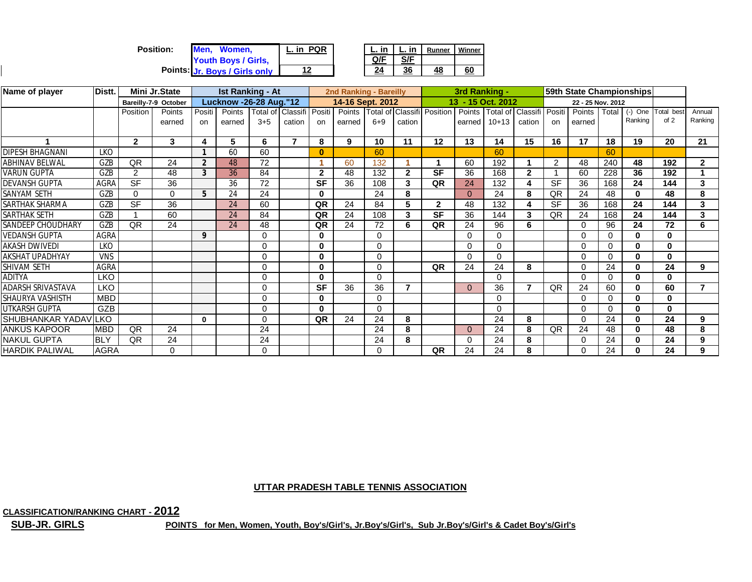**Position:** Men, Women, Youth Boys / Girls, Jr. Boys / Girls only

| Position: | L. in PQR | L. in Q/F | L. in S/F | Runner | Winner |
|---|---|---|---|---|---|
| Points: | 12 | 24 | 36 | 48 | 60 |

| Name of player | Distt. | Mini Jr.State | | Ist Ranking - At | | | | 2nd Ranking - Bareilly | | | | 3rd Ranking - | | | | 59th State Championships | | | | | |
|---|---|---|---|---|---|---|---|---|---|---|---|---|---|---|---|---|---|---|---|---|---|
| | | Bareilly-7-9 October | | Lucknow -26-28 Aug."12 | | | | 14-16 Sept. 2012 | | | | 13 - 15 Oct. 2012 | | | | 22 - 25 Nov. 2012 | | | | | |
| | | Position | Points earned | Position | Points earned | Total of 3+5 | Classification | Position | Points earned | Total of 6+9 | Classification | Position | Points earned | Total of 10+13 | Classification | Position | Points earned | Total | (-) One Ranking | Total best of 2 | Annual Ranking |
| 1 | | 2 | 3 | 4 | 5 | 6 | 7 | 8 | 9 | 10 | 11 | 12 | 13 | 14 | 15 | 16 | 17 | 18 | 19 | 20 | 21 |
| DIPESH BHAGNANI | LKO | | | 1 | 60 | 60 | | 0 | | 60 | | | | 60 | | | | 60 | | | |
| ABHINAV BELWAL | GZB | QR | 24 | 2 | 48 | 72 | | 1 | 60 | 132 | 1 | 1 | 60 | 192 | 1 | 2 | 48 | 240 | 48 | 192 | 2 |
| VARUN GUPTA | GZB | 2 | 48 | 3 | 36 | 84 | | 2 | 48 | 132 | 2 | SF | 36 | 168 | 2 | 1 | 60 | 228 | 36 | 192 | 1 |
| DEVANSH GUPTA | AGRA | SF | 36 | | 36 | 72 | | SF | 36 | 108 | 3 | QR | 24 | 132 | 4 | SF | 36 | 168 | 24 | 144 | 3 |
| SANYAM SETH | GZB | 0 | 0 | 5 | 24 | 24 | | 0 | | 24 | 8 | | 0 | 24 | 8 | QR | 24 | 48 | 0 | 48 | 8 |
| SARTHAK SHARMA | GZB | SF | 36 | | 24 | 60 | | QR | 24 | 84 | 5 | 2 | 48 | 132 | 4 | SF | 36 | 168 | 24 | 144 | 3 |
| SARTHAK SETH | GZB | 1 | 60 | | 24 | 84 | | QR | 24 | 108 | 3 | SF | 36 | 144 | 3 | QR | 24 | 168 | 24 | 144 | 3 |
| SANDEEP CHOUDHARY | GZB | QR | 24 | | 24 | 48 | | QR | 24 | 72 | 6 | QR | 24 | 96 | 6 | | 0 | 96 | 24 | 72 | 6 |
| VEDANSH GUPTA | AGRA | | | 9 | | 0 | | 0 | | 0 | | | 0 | 0 | | | 0 | 0 | 0 | 0 | |
| AKASH DWIVEDI | LKO | | | | | 0 | | 0 | | 0 | | | 0 | 0 | | | 0 | 0 | 0 | 0 | |
| AKSHAT UPADHYAY | VNS | | | | | 0 | | 0 | | 0 | | | 0 | 0 | | | 0 | 0 | 0 | 0 | |
| SHIVAM SETH | AGRA | | | | | 0 | | 0 | | 0 | | QR | 24 | 24 | 8 | | 0 | 24 | 0 | 24 | 9 |
| ADITYA | LKO | | | | | 0 | | 0 | | 0 | | | | 0 | | | 0 | 0 | 0 | 0 | |
| ADARSH SRIVASTAVA | LKO | | | | | 0 | | SF | 36 | 36 | 7 | | 0 | 36 | 7 | QR | 24 | 60 | 0 | 60 | 7 |
| SHAURYA VASHISTH | MBD | | | | | 0 | | 0 | | 0 | | | | 0 | | | 0 | 0 | 0 | 0 | |
| UTKARSH GUPTA | GZB | | | | | 0 | | 0 | | 0 | | | | 0 | | | 0 | 0 | 0 | 0 | |
| SHUBHANKAR YADAV | LKO | | | 0 | | 0 | | QR | 24 | 24 | 8 | | | 24 | 8 | | 0 | 24 | 0 | 24 | 9 |
| ANKUS KAPOOR | MBD | QR | 24 | | | 24 | | | | 24 | 8 | | 0 | 24 | 8 | QR | 24 | 48 | 0 | 48 | 8 |
| NAKUL GUPTA | BLY | QR | 24 | | | 24 | | | | 24 | 8 | | 0 | 24 | 8 | | 0 | 24 | 0 | 24 | 9 |
| HARDIK PALIWAL | AGRA | | 0 | | | 0 | | | | 0 | | QR | 24 | 24 | 8 | | 0 | 24 | 0 | 24 | 9 |

**UTTAR PRADESH TABLE TENNIS ASSOCIATION**

**CLASSIFICATION/RANKING CHART - 2012**

**SUB-JR. GIRLS**

**POINTS for Men, Women, Youth, Boy's/Girl's, Jr.Boy's/Girl's, Sub Jr.Boy's/Girl's & Cadet Boy's/Girl's**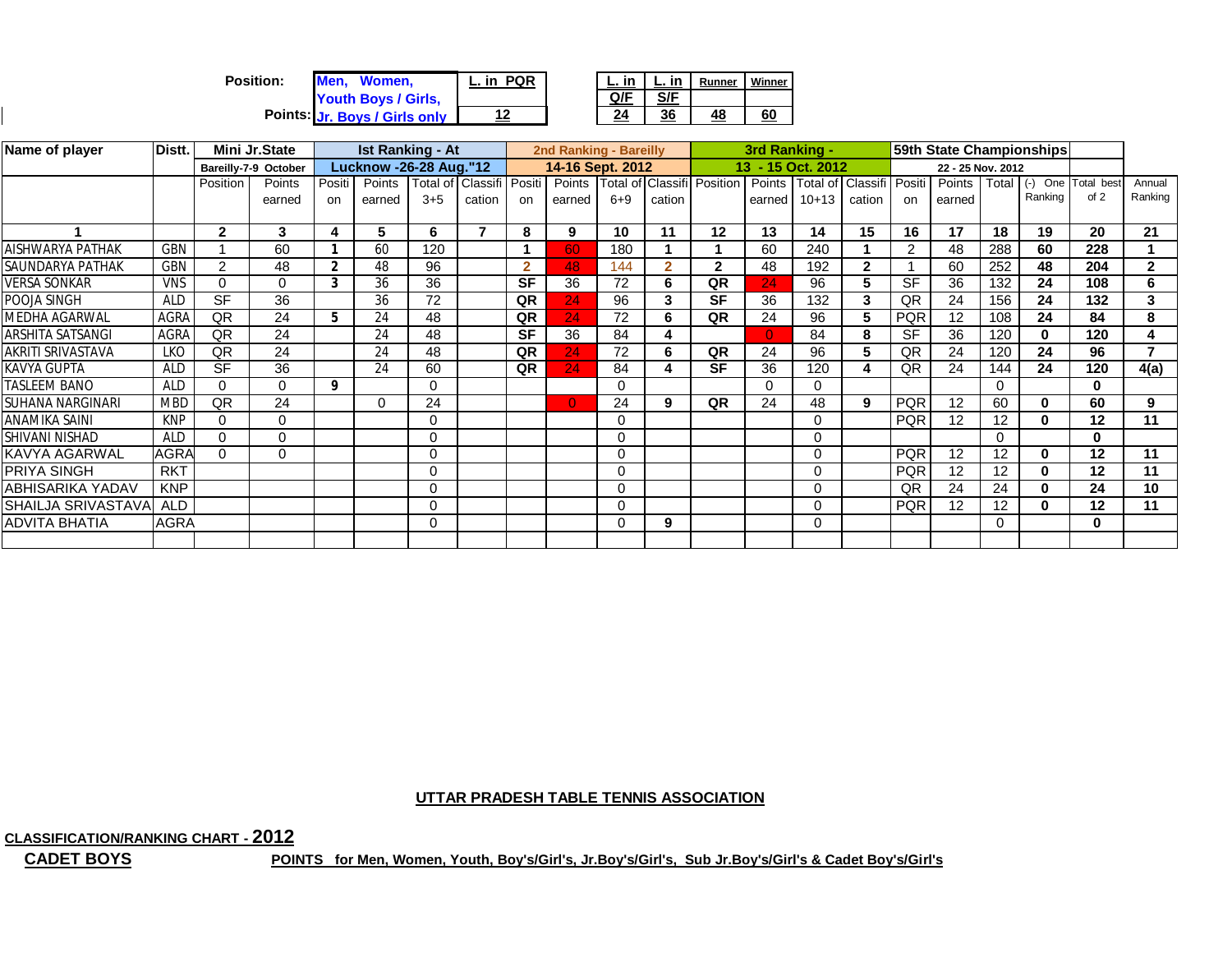**Position:** Men, Women, Youth Boys / Girls, **Points:** Jr. Boys / Girls only

| L. in PQR | L. in Q/F | L. in S/F | Runner | Winner |
|---|---|---|---|---|
| 12 | 24 | 36 | 48 | 60 |

| Name of player | Distt. | Mini Jr.State | | Ist Ranking - At | | | | 2nd Ranking - Bareilly | | | | 3rd Ranking - | | | | 59th State Championships | | | | | |
|---|---|---|---|---|---|---|---|---|---|---|---|---|---|---|---|---|---|---|---|---|---|
| | | Bareilly-7-9 October | | Lucknow -26-28 Aug."12 | | | | 14-16 Sept. 2012 | | | | 13 - 15 Oct. 2012 | | | | 22 - 25 Nov. 2012 | | | | | |
| | | Position | Points earned | Position | Points earned | Total of 3+5 | Classification | Position | Points earned | Total of 6+9 | Classification | Position | Points earned | Total of 10+13 | Classification | Position | Points earned | Total | (-) One Ranking | Total best of 2 | Annual Ranking |
| 1 | | 2 | 3 | 4 | 5 | 6 | 7 | 8 | 9 | 10 | 11 | 12 | 13 | 14 | 15 | 16 | 17 | 18 | 19 | 20 | 21 |
| AISHWARYA PATHAK | GBN | 1 | 60 | 1 | 60 | 120 | | 1 | 60 | 180 | 1 | 1 | 60 | 240 | 1 | 2 | 48 | 288 | 60 | 228 | 1 |
| SAUNDARYA PATHAK | GBN | 2 | 48 | 2 | 48 | 96 | | 2 | 48 | 144 | 2 | 2 | 48 | 192 | 2 | 1 | 60 | 252 | 48 | 204 | 2 |
| VERSA SONKAR | VNS | 0 | 0 | 3 | 36 | 36 | | SF | 36 | 72 | 6 | QR | 24 | 96 | 5 | SF | 36 | 132 | 24 | 108 | 6 |
| POOJA SINGH | ALD | SF | 36 | | 36 | 72 | | QR | 24 | 96 | 3 | SF | 36 | 132 | 3 | QR | 24 | 156 | 24 | 132 | 3 |
| MEDHA AGARWAL | AGRA | QR | 24 | 5 | 24 | 48 | | QR | 24 | 72 | 6 | QR | 24 | 96 | 5 | PQR | 12 | 108 | 24 | 84 | 8 |
| ARSHITA SATSANGI | AGRA | QR | 24 | | 24 | 48 | | SF | 36 | 84 | 4 | | 0 | 84 | 8 | SF | 36 | 120 | 0 | 120 | 4 |
| AKRITI SRIVASTAVA | LKO | QR | 24 | | 24 | 48 | | QR | 24 | 72 | 6 | QR | 24 | 96 | 5 | QR | 24 | 120 | 24 | 96 | 7 |
| KAVYA GUPTA | ALD | SF | 36 | | 24 | 60 | | QR | 24 | 84 | 4 | SF | 36 | 120 | 4 | QR | 24 | 144 | 24 | 120 | 4(a) |
| TASLEEM BANO | ALD | 0 | 0 | 9 | | 0 | | | | 0 | | | 0 | 0 | | | | 0 | | 0 | |
| SUHANA NARGINARI | MBD | QR | 24 | | 0 | 24 | | | 0 | 24 | 9 | QR | 24 | 48 | 9 | PQR | 12 | 60 | 0 | 60 | 9 |
| ANAMIKA SAINI | KNP | 0 | 0 | | | 0 | | | | 0 | | | | 0 | | PQR | 12 | 12 | 0 | 12 | 11 |
| SHIVANI NISHAD | ALD | 0 | 0 | | | 0 | | | | 0 | | | | 0 | | | | 0 | | 0 | |
| KAVYA AGARWAL | AGRA | 0 | 0 | | | 0 | | | | 0 | | | | 0 | | PQR | 12 | 12 | 0 | 12 | 11 |
| PRIYA SINGH | RKT | | | | | 0 | | | | 0 | | | | 0 | | PQR | 12 | 12 | 0 | 12 | 11 |
| ABHISARIKA YADAV | KNP | | | | | 0 | | | | 0 | | | | 0 | | QR | 24 | 24 | 0 | 24 | 10 |
| SHAILJA SRIVASTAVA | ALD | | | | | 0 | | | | 0 | | | | 0 | | PQR | 12 | 12 | 0 | 12 | 11 |
| ADVITA BHATIA | AGRA | | | | | 0 | | | | 0 | 9 | | | 0 | | | | 0 | | 0 | |

**UTTAR PRADESH TABLE TENNIS ASSOCIATION**

**CLASSIFICATION/RANKING CHART - 2012**

**CADET BOYS**

**POINTS for Men, Women, Youth, Boy's/Girl's, Jr.Boy's/Girl's, Sub Jr.Boy's/Girl's & Cadet Boy's/Girl's**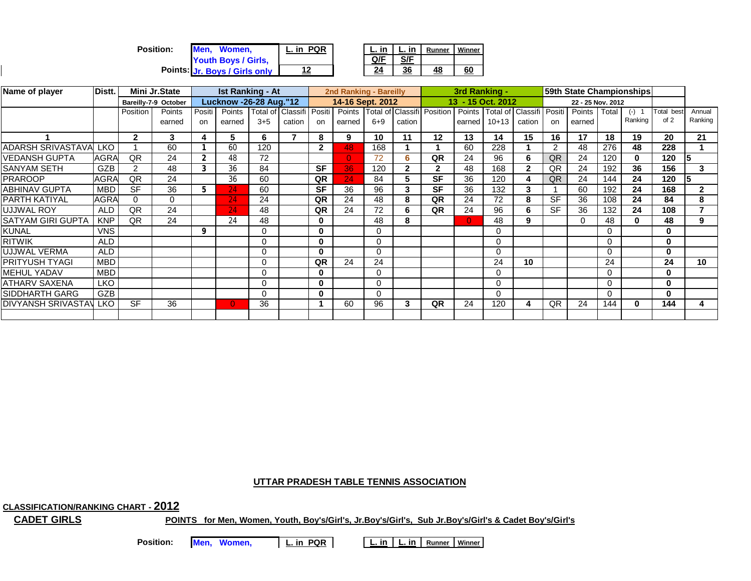**Position:** Men, Women, Youth Boys / Girls, Jr. Boys / Girls only

**Points:**

| L. in PQR | L. in Q/F | L. in S/F | Runner | Winner |
|---|---|---|---|---|
| 12 | 24 | 36 | 48 | 60 |

| Name of player | Distt. | Mini Jr.State | | Ist Ranking - At | | | | 2nd Ranking - Bareilly | | | | 3rd Ranking - | | | | 59th State Championships | | | | | |
|---|---|---|---|---|---|---|---|---|---|---|---|---|---|---|---|---|---|---|---|---|---|
| | | Bareilly-7-9 October | | Lucknow -26-28 Aug."12 | | | | 14-16 Sept. 2012 | | | | 13 - 15 Oct. 2012 | | | | 22 - 25 Nov. 2012 | | | | | |
| | | Position | Points earned | Position | Points earned | Total of 3+5 | Classification | Position | Points earned | Total of 6+9 | Classification | Position | Points earned | Total of 10+13 | Classification | Position | Points earned | Total | (-) 1 Ranking | Total best of 2 | Annual Ranking |
| 1 | | 2 | 3 | 4 | 5 | 6 | 7 | 8 | 9 | 10 | 11 | 12 | 13 | 14 | 15 | 16 | 17 | 18 | 19 | 20 | 21 |
| ADARSH SRIVASTAVA | LKO | 1 | 60 | 1 | 60 | 120 | | 2 | 48 | 168 | 1 | 1 | 60 | 228 | 1 | 2 | 48 | 276 | 48 | 228 | 1 |
| VEDANSH GUPTA | AGRA | QR | 24 | 2 | 48 | 72 | | | 0 | 72 | 6 | QR | 24 | 96 | 6 | QR | 24 | 120 | 0 | 120 | 5 |
| SANYAM SETH | GZB | 2 | 48 | 3 | 36 | 84 | | SF | 36 | 120 | 2 | 2 | 48 | 168 | 2 | QR | 24 | 192 | 36 | 156 | 3 |
| PRAROOP | AGRA | QR | 24 | | 36 | 60 | | QR | 24 | 84 | 5 | SF | 36 | 120 | 4 | QR | 24 | 144 | 24 | 120 | 5 |
| ABHINAV GUPTA | MBD | SF | 36 | 5 | 24 | 60 | | SF | 36 | 96 | 3 | SF | 36 | 132 | 3 | 1 | 60 | 192 | 24 | 168 | 2 |
| PARTH KATIYAL | AGRA | 0 | 0 | | 24 | 24 | | QR | 24 | 48 | 8 | QR | 24 | 72 | 8 | SF | 36 | 108 | 24 | 84 | 8 |
| UJJWAL ROY | ALD | QR | 24 | | 24 | 48 | | QR | 24 | 72 | 6 | QR | 24 | 96 | 6 | SF | 36 | 132 | 24 | 108 | 7 |
| SATYAM GIRI GUPTA | KNP | QR | 24 | | 24 | 48 | | 0 | | 48 | 8 | | 0 | 48 | 9 | | 0 | 48 | 0 | 48 | 9 |
| KUNAL | VNS | | | 9 | | 0 | | 0 | | 0 | | | | 0 | | | | 0 | | 0 | |
| RITWIK | ALD | | | | | 0 | | 0 | | 0 | | | | 0 | | | | 0 | | 0 | |
| UJJWAL VERMA | ALD | | | | | 0 | | 0 | | 0 | | | | 0 | | | | 0 | | 0 | |
| PRITYUSH TYAGI | MBD | | | | | 0 | | QR | 24 | 24 | | | | 24 | 10 | | | 24 | | 24 | 10 |
| MEHUL YADAV | MBD | | | | | 0 | | 0 | | 0 | | | | 0 | | | | 0 | | 0 | |
| ATHARV SAXENA | LKO | | | | | 0 | | 0 | | 0 | | | | 0 | | | | 0 | | 0 | |
| SIDDHARTH GARG | GZB | | | | | 0 | | 0 | | 0 | | | | 0 | | | | 0 | | 0 | |
| DIVYANSH SRIVASTAV | LKO | SF | 36 | | 0 | 36 | | 1 | 60 | 96 | 3 | QR | 24 | 120 | 4 | QR | 24 | 144 | 0 | 144 | 4 |

**UTTAR PRADESH TABLE TENNIS ASSOCIATION**

**CLASSIFICATION/RANKING CHART - 2012**

**CADET GIRLS**

**POINTS for Men, Women, Youth, Boy's/Girl's, Jr.Boy's/Girl's, Sub Jr.Boy's/Girl's & Cadet Boy's/Girl's**

**Position:** Men, Women,

| L. in PQR | L. in | L. in | Runner | Winner |
|---|---|---|---|---|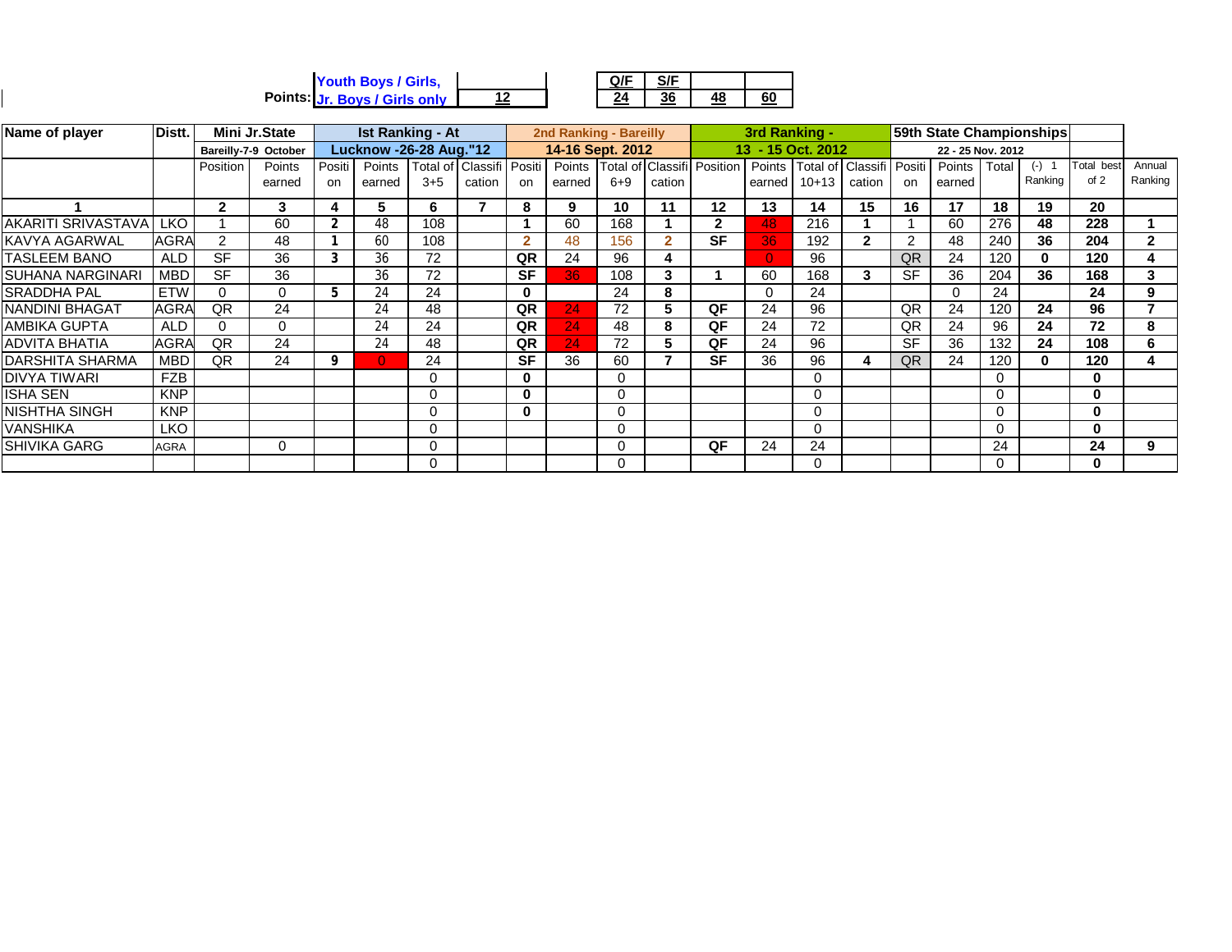| Points: | Youth Boys / Girls, Jr. Boys / Girls only | 12 | | Q/F | S/F | | |
|---|---|---|---|---|---|---|---|
| | | | | 24 | 36 | 48 | 60 |

| Name of player | Distt. | Mini Jr.State Bareilly-7-9 October | | Ist Ranking - At Lucknow -26-28 Aug."12 | | | | 2nd Ranking - Bareilly 14-16 Sept. 2012 | | | | 3rd Ranking - 13 - 15 Oct. 2012 | | | | 59th State Championships 22 - 25 Nov. 2012 | | | | | |
|---|---|---|---|---|---|---|---|---|---|---|---|---|---|---|---|---|---|---|---|---|---|
| | | Position | Points earned | Position | Points earned | Total of 3+5 | Classification | Position | Points earned | Total of 6+9 | Classification | Position | Points earned | Total of 10+13 | Classification | Position | Points earned | Total | (-) 1 Ranking | Total best of 2 | Annual Ranking |
| 1 | | 2 | 3 | 4 | 5 | 6 | 7 | 8 | 9 | 10 | 11 | 12 | 13 | 14 | 15 | 16 | 17 | 18 | 19 | 20 | |
| AKARITI SRIVASTAVA | LKO | 1 | 60 | 2 | 48 | 108 | | 1 | 60 | 168 | 1 | 2 | 48 | 216 | 1 | 1 | 60 | 276 | 48 | 228 | 1 |
| KAVYA AGARWAL | AGRA | 2 | 48 | 1 | 60 | 108 | | 2 | 48 | 156 | 2 | SF | 36 | 192 | 2 | 2 | 48 | 240 | 36 | 204 | 2 |
| TASLEEM BANO | ALD | SF | 36 | 3 | 36 | 72 | | QR | 24 | 96 | 4 | | 0 | 96 | | QR | 24 | 120 | 0 | 120 | 4 |
| SUHANA NARGINARI | MBD | SF | 36 | | 36 | 72 | | SF | 36 | 108 | 3 | 1 | 60 | 168 | 3 | SF | 36 | 204 | 36 | 168 | 3 |
| SRADDHA PAL | ETW | 0 | 0 | 5 | 24 | 24 | | 0 | | 24 | 8 | | 0 | 24 | | | 0 | 24 | | 24 | 9 |
| NANDINI BHAGAT | AGRA | QR | 24 | | 24 | 48 | | QR | 24 | 72 | 5 | QF | 24 | 96 | | QR | 24 | 120 | 24 | 96 | 7 |
| AMBIKA GUPTA | ALD | 0 | 0 | | 24 | 24 | | QR | 24 | 48 | 8 | QF | 24 | 72 | | QR | 24 | 96 | 24 | 72 | 8 |
| ADVITA BHATIA | AGRA | QR | 24 | | 24 | 48 | | QR | 24 | 72 | 5 | QF | 24 | 96 | | SF | 36 | 132 | 24 | 108 | 6 |
| DARSHITA SHARMA | MBD | QR | 24 | 9 | 0 | 24 | | SF | 36 | 60 | 7 | SF | 36 | 96 | 4 | QR | 24 | 120 | 0 | 120 | 4 |
| DIVYA TIWARI | FZB | | | | | 0 | | 0 | | 0 | | | | 0 | | | | 0 | | 0 | |
| ISHA SEN | KNP | | | | | 0 | | 0 | | 0 | | | | 0 | | | | 0 | | 0 | |
| NISHTHA SINGH | KNP | | | | | 0 | | 0 | | 0 | | | | 0 | | | | 0 | | 0 | |
| VANSHIKA | LKO | | | | | 0 | | | | 0 | | | | 0 | | | | 0 | | 0 | |
| SHIVIKA GARG | AGRA | | 0 | | | 0 | | | | 0 | | QF | 24 | 24 | | | | 24 | | 24 | 9 |
| | | | | | | 0 | | | | 0 | | | | 0 | | | | 0 | | 0 | |